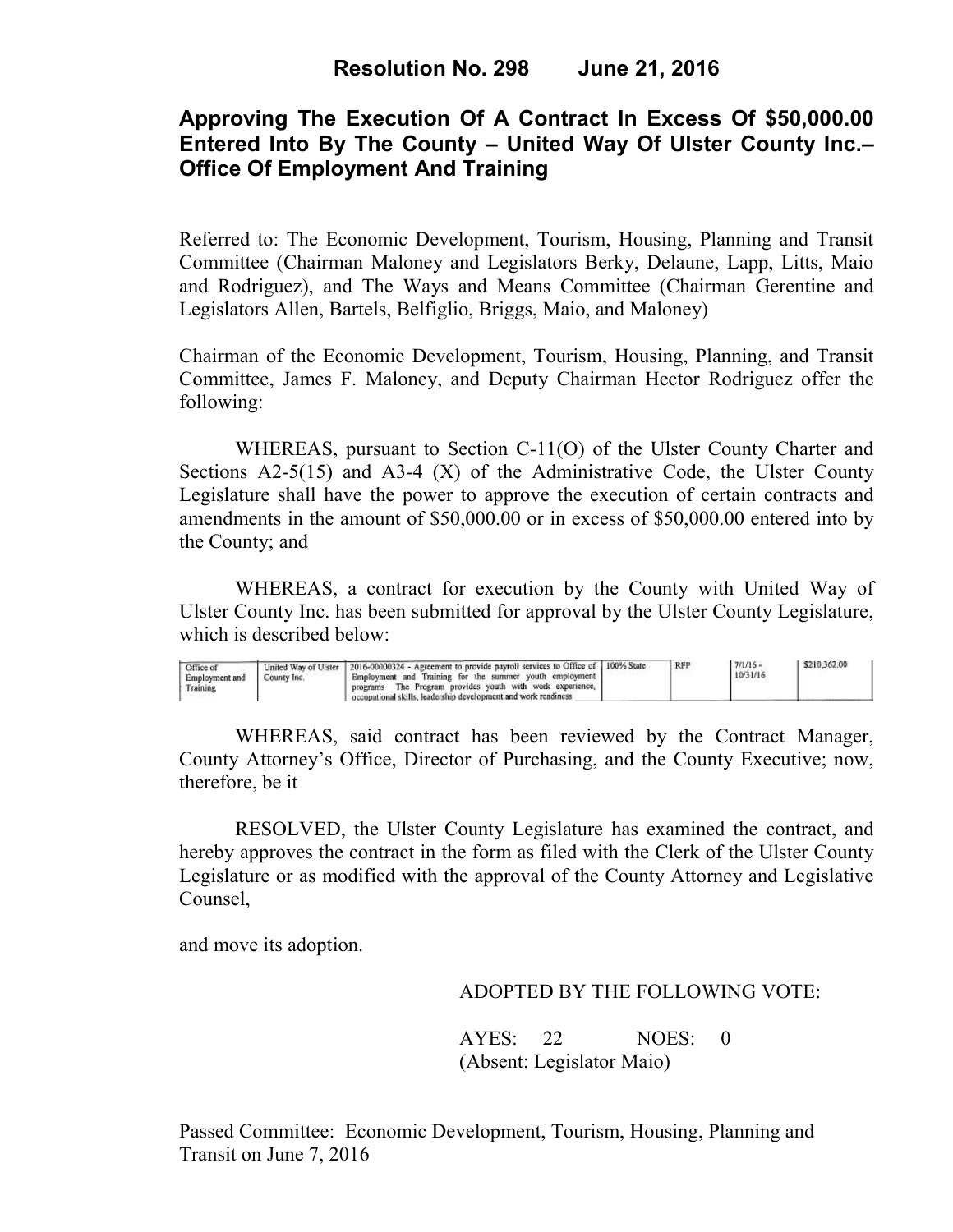# Resolution No. 298 June 21, 2016

## Approving The Execution Of A Contract In Excess Of $50,000.00 Entered Into By The County – United Way Of Ulster County Inc.– Office Of Employment And Training

Referred to: The Economic Development, Tourism, Housing, Planning and Transit Committee (Chairman Maloney and Legislators Berky, Delaune, Lapp, Litts, Maio and Rodriguez), and The Ways and Means Committee (Chairman Gerentine and Legislators Allen, Bartels, Belfiglio, Briggs, Maio, and Maloney)

Chairman of the Economic Development, Tourism, Housing, Planning, and Transit Committee, James F. Maloney, and Deputy Chairman Hector Rodriguez offer the following:

WHEREAS, pursuant to Section C-11(O) of the Ulster County Charter and Sections A2-5(15) and A3-4 (X) of the Administrative Code, the Ulster County Legislature shall have the power to approve the execution of certain contracts and amendments in the amount of $50,000.00 or in excess of $50,000.00 entered into by the County; and

WHEREAS, a contract for execution by the County with United Way of Ulster County Inc. has been submitted for approval by the Ulster County Legislature, which is described below:

| | | | | | | |
|---|---|---|---|---|---|---|
| Office of Employment and Training | United Way of Ulster County Inc. | 2016-00000324 - Agreement to provide payroll services to Office of Employment and Training for the summer youth employment programs The Program provides youth with work experience, occupational skills, leadership development and work readiness | 100% State | RFP | 7/1/16 - 10/31/16 | $210,362.00 |

WHEREAS, said contract has been reviewed by the Contract Manager, County Attorney's Office, Director of Purchasing, and the County Executive; now, therefore, be it

RESOLVED, the Ulster County Legislature has examined the contract, and hereby approves the contract in the form as filed with the Clerk of the Ulster County Legislature or as modified with the approval of the County Attorney and Legislative Counsel,

and move its adoption.

ADOPTED BY THE FOLLOWING VOTE:

AYES: 22 NOES: 0
(Absent: Legislator Maio)

Passed Committee: Economic Development, Tourism, Housing, Planning and Transit on June 7, 2016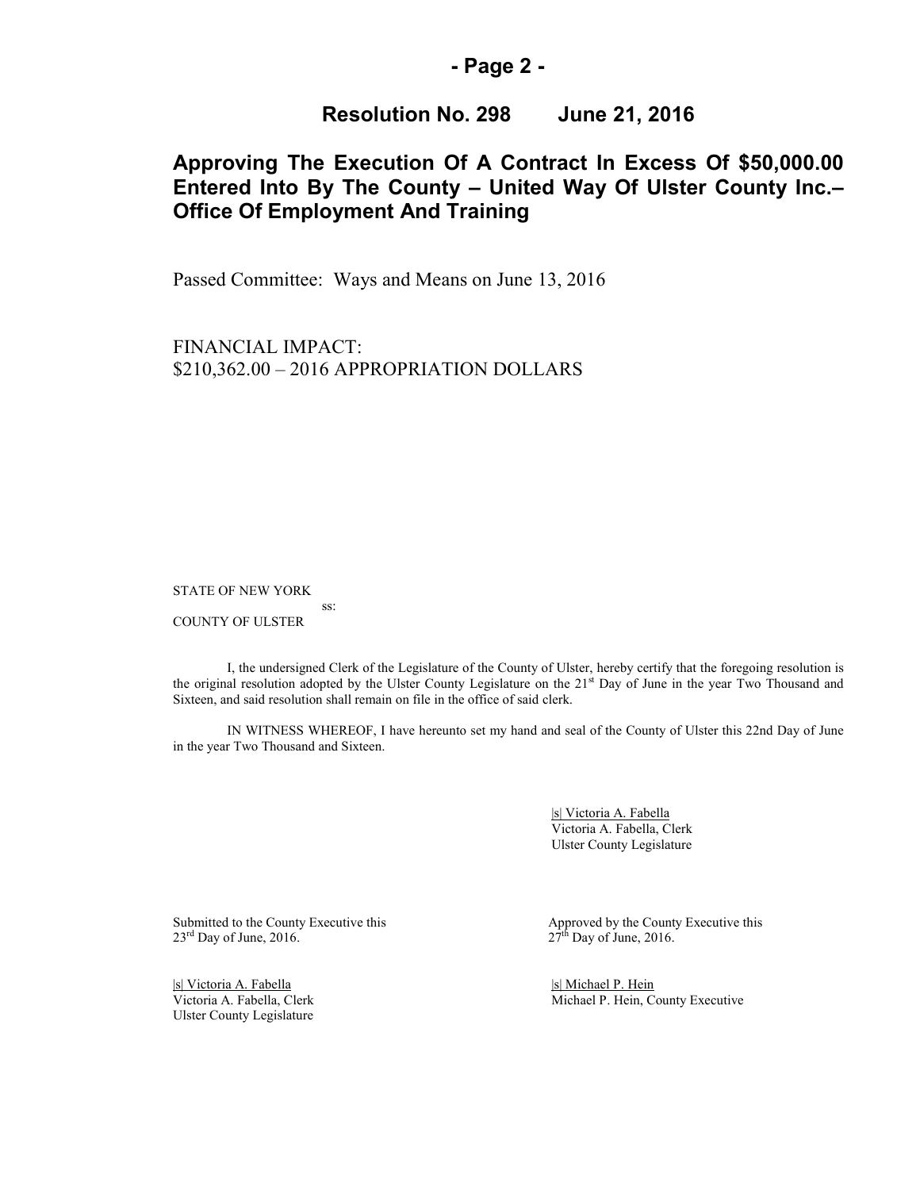## Resolution No. 298 June 21, 2016

## Approving The Execution Of A Contract In Excess Of $50,000.00 Entered Into By The County – United Way Of Ulster County Inc.– Office Of Employment And Training

Passed Committee: Ways and Means on June 13, 2016

FINANCIAL IMPACT:
$210,362.00 – 2016 APPROPRIATION DOLLARS

STATE OF NEW YORK
ss:
COUNTY OF ULSTER

I, the undersigned Clerk of the Legislature of the County of Ulster, hereby certify that the foregoing resolution is the original resolution adopted by the Ulster County Legislature on the 21st Day of June in the year Two Thousand and Sixteen, and said resolution shall remain on file in the office of said clerk.

IN WITNESS WHEREOF, I have hereunto set my hand and seal of the County of Ulster this 22nd Day of June in the year Two Thousand and Sixteen.

|s| Victoria A. Fabella
Victoria A. Fabella, Clerk
Ulster County Legislature

Submitted to the County Executive this 23rd Day of June, 2016.

|s| Victoria A. Fabella
Victoria A. Fabella, Clerk
Ulster County Legislature

Approved by the County Executive this 27th Day of June, 2016.

|s| Michael P. Hein
Michael P. Hein, County Executive